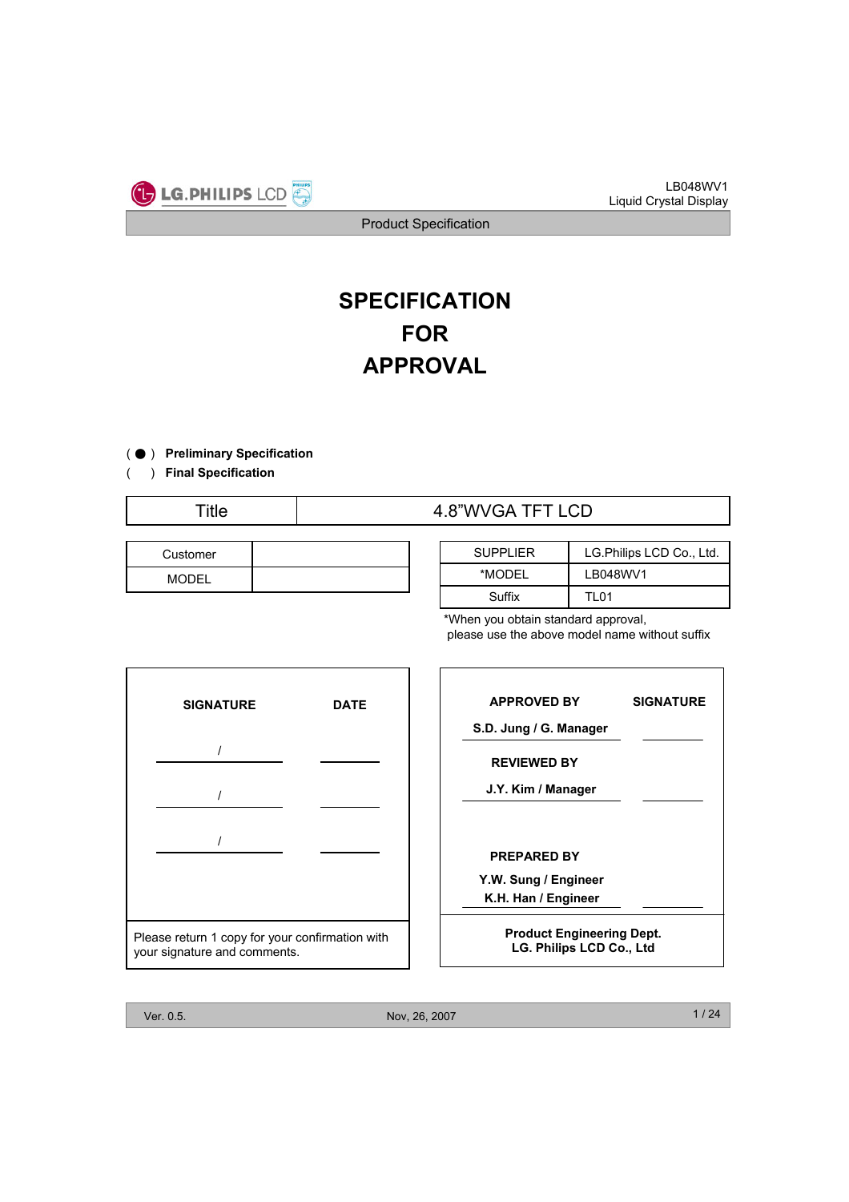LG.PHILIPS LCD

LB048WV1
Liquid Crystal Display

Product Specification

# SPECIFICATION FOR APPROVAL

( ● ) **Preliminary Specification**
(   ) **Final Specification**

| Title | 4.8"WVGA TFT LCD |
|---|---|

| Customer | |
|---|---|
| MODEL | |

| SUPPLIER | LG.Philips LCD Co., Ltd. |
|---|---|
| *MODEL | LB048WV1 |
| Suffix | TL01 |

*When you obtain standard approval, please use the above model name without suffix

| SIGNATURE | DATE |
|---|---|
| / | |
| / | |
| / | |

Please return 1 copy for your confirmation with your signature and comments.

| APPROVED BY | SIGNATURE |
|---|---|
| S.D. Jung / G. Manager | |
| REVIEWED BY | |
| J.Y. Kim / Manager | |
| PREPARED BY | |
| Y.W. Sung / Engineer<br>K.H. Han / Engineer | |

**Product Engineering Dept.**
**LG. Philips LCD Co., Ltd**

Ver. 0.5. Nov, 26, 2007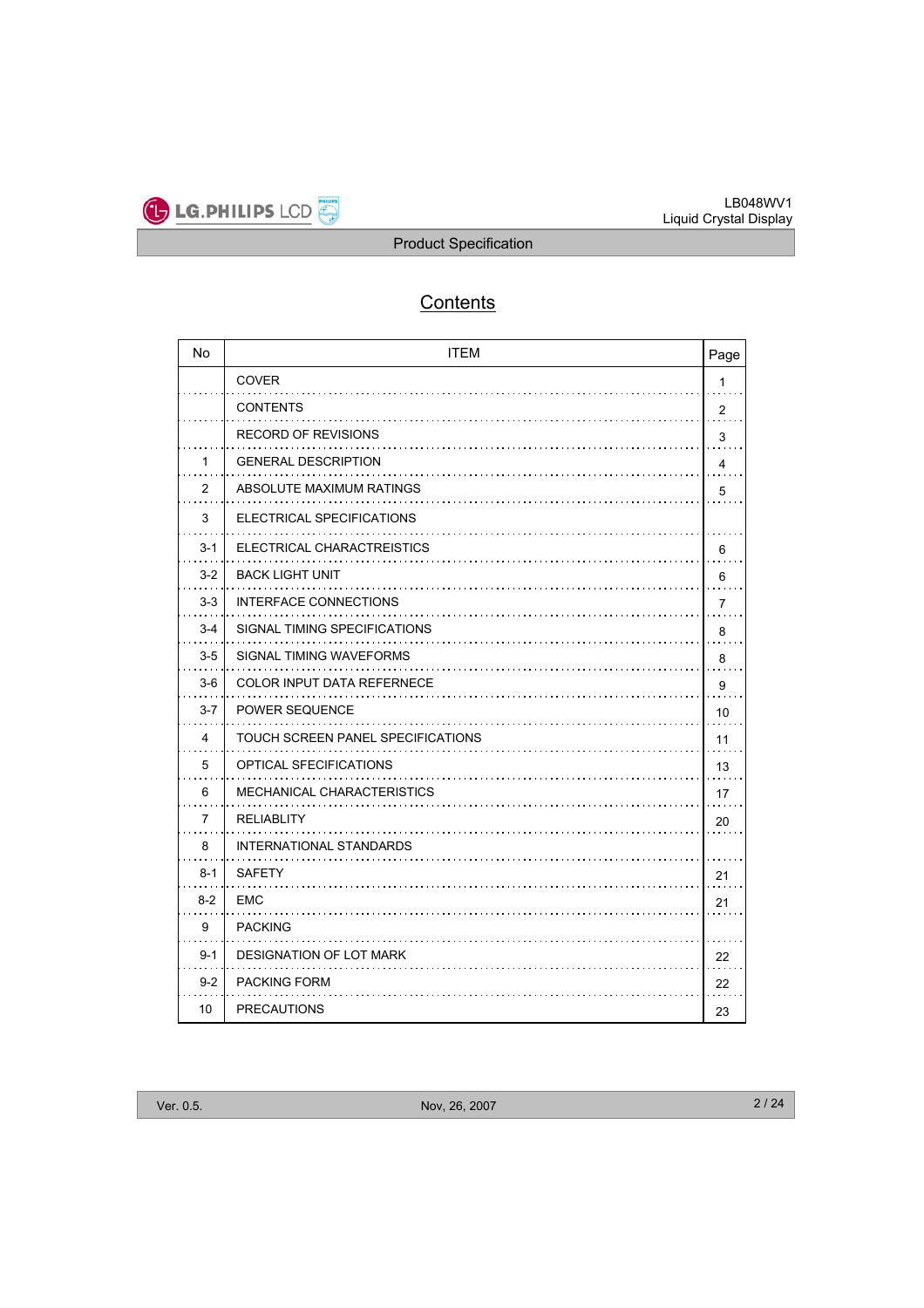# Contents

| No | ITEM | Page |
|---|---|---|
| | COVER | 1 |
| | CONTENTS | 2 |
| | RECORD OF REVISIONS | 3 |
| 1 | GENERAL DESCRIPTION | 4 |
| 2 | ABSOLUTE MAXIMUM RATINGS | 5 |
| 3 | ELECTRICAL SPECIFICATIONS | |
| 3-1 | ELECTRICAL CHARACTREISTICS | 6 |
| 3-2 | BACK LIGHT UNIT | 6 |
| 3-3 | INTERFACE CONNECTIONS | 7 |
| 3-4 | SIGNAL TIMING SPECIFICATIONS | 8 |
| 3-5 | SIGNAL TIMING WAVEFORMS | 8 |
| 3-6 | COLOR INPUT DATA REFERNECE | 9 |
| 3-7 | POWER SEQUENCE | 10 |
| 4 | TOUCH SCREEN PANEL SPECIFICATIONS | 11 |
| 5 | OPTICAL SFECIFICATIONS | 13 |
| 6 | MECHANICAL CHARACTERISTICS | 17 |
| 7 | RELIABLITY | 20 |
| 8 | INTERNATIONAL STANDARDS | |
| 8-1 | SAFETY | 21 |
| 8-2 | EMC | 21 |
| 9 | PACKING | |
| 9-1 | DESIGNATION OF LOT MARK | 22 |
| 9-2 | PACKING FORM | 22 |
| 10 | PRECAUTIONS | 23 |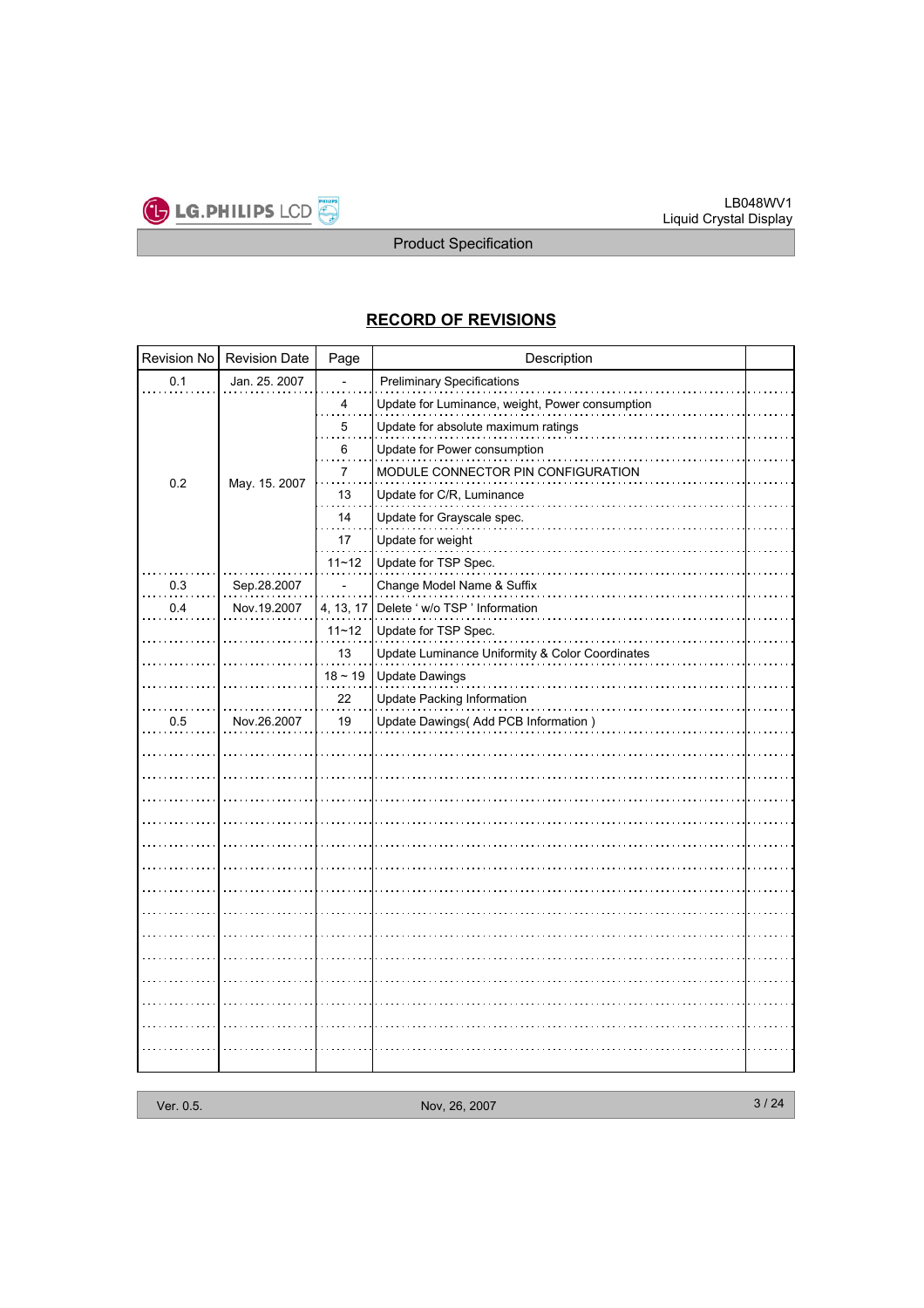## RECORD OF REVISIONS

| Revision No | Revision Date | Page | Description | |
|---|---|---|---|---|
| 0.1 | Jan. 25. 2007 | - | Preliminary Specifications | |
| 0.2 | May. 15. 2007 | 4 | Update for Luminance, weight, Power consumption | |
| | | 5 | Update for absolute maximum ratings | |
| | | 6 | Update for Power consumption | |
| | | 7 | MODULE CONNECTOR PIN CONFIGURATION | |
| | | 13 | Update for C/R, Luminance | |
| | | 14 | Update for Grayscale spec. | |
| | | 17 | Update for weight | |
| | | 11~12 | Update for TSP Spec. | |
| 0.3 | Sep.28.2007 | - | Change Model Name & Suffix | |
| 0.4 | Nov.19.2007 | 4, 13, 17 | Delete ' w/o TSP ' Information | |
| | | 11~12 | Update for TSP Spec. | |
| | | 13 | Update Luminance Uniformity & Color Coordinates | |
| | | 18 ~ 19 | Update Dawings | |
| | | 22 | Update Packing Information | |
| 0.5 | Nov.26.2007 | 19 | Update Dawings( Add PCB Information ) | |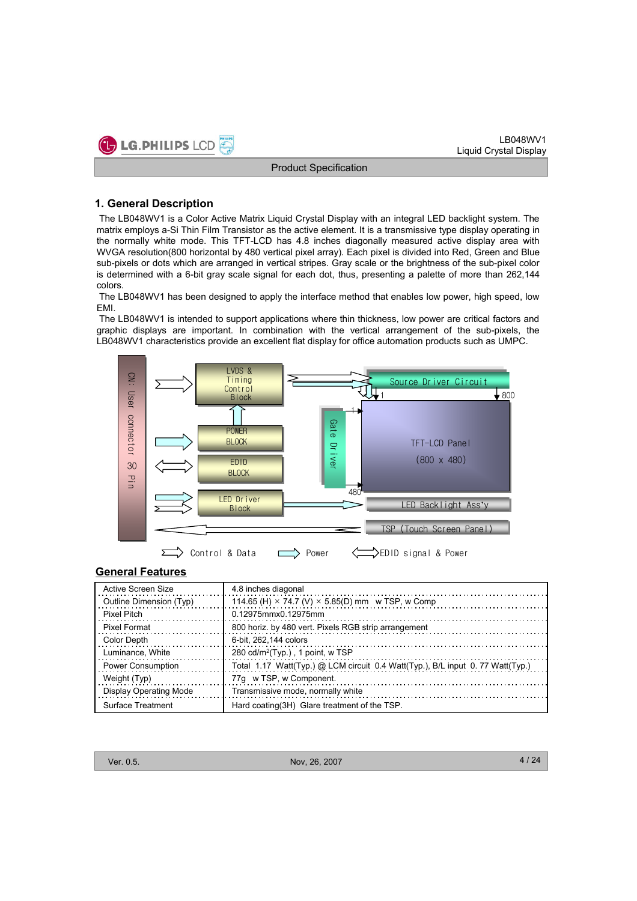## 1. General Description

The LB048WV1 is a Color Active Matrix Liquid Crystal Display with an integral LED backlight system. The matrix employs a-Si Thin Film Transistor as the active element. It is a transmissive type display operating in the normally white mode. This TFT-LCD has 4.8 inches diagonally measured active display area with WVGA resolution(800 horizontal by 480 vertical pixel array). Each pixel is divided into Red, Green and Blue sub-pixels or dots which are arranged in vertical stripes. Gray scale or the brightness of the sub-pixel color is determined with a 6-bit gray scale signal for each dot, thus, presenting a palette of more than 262,144 colors.

The LB048WV1 has been designed to apply the interface method that enables low power, high speed, low EMI.

The LB048WV1 is intended to support applications where thin thickness, low power are critical factors and graphic displays are important. In combination with the vertical arrangement of the sub-pixels, the LB048WV1 characteristics provide an excellent flat display for office automation products such as UMPC.

CN: User connector 30 Pin

LVDS & Timing Control Block

POWER BLOCK

EDID BLOCK

LED Driver Block

Source Driver Circuit

Gate Driver

TFT-LCD Panel (800 x 480)

LED Backlight Ass'y

TSP (Touch Screen Panel)

Control & Data　Power　EDID signal & Power

## General Features

| | |
|---|---|
| Active Screen Size | 4.8 inches diagonal |
| Outline Dimension (Typ) | 114.65 (H) × 74.7 (V) × 5.85(D) mm w TSP, w Comp |
| Pixel Pitch | 0.12975mmx0.12975mm |
| Pixel Format | 800 horiz. by 480 vert. Pixels RGB strip arrangement |
| Color Depth | 6-bit, 262,144 colors |
| Luminance, White | 280 cd/m$^2$(Typ.) , 1 point, w TSP |
| Power Consumption | Total 1.17 Watt(Typ.) @ LCM circuit 0.4 Watt(Typ.), B/L input 0. 77 Watt(Typ.) |
| Weight (Typ) | 77g w TSP, w Component. |
| Display Operating Mode | Transmissive mode, normally white |
| Surface Treatment | Hard coating(3H) Glare treatment of the TSP. |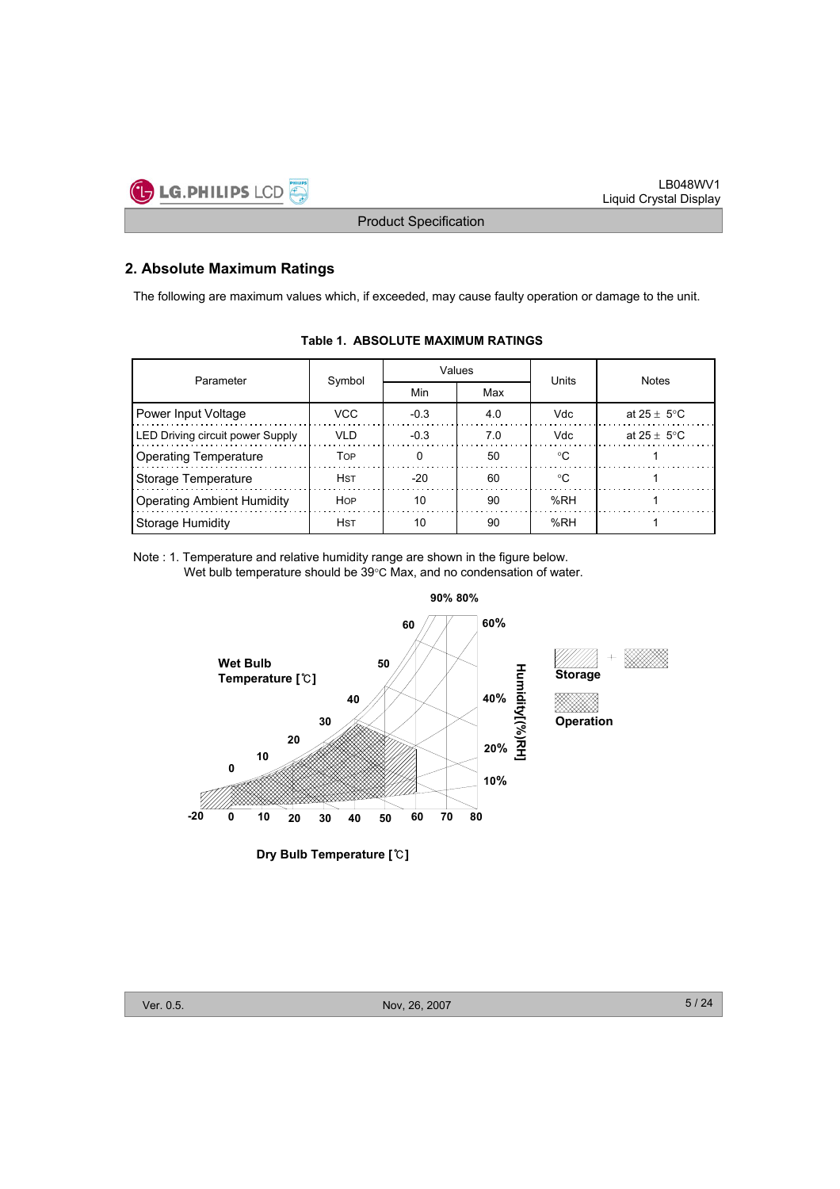## 2. Absolute Maximum Ratings

The following are maximum values which, if exceeded, may cause faulty operation or damage to the unit.

**Table 1. ABSOLUTE MAXIMUM RATINGS**

| Parameter | Symbol | Values | | Units | Notes |
|---|---|---|---|---|---|
| | | Min | Max | | |
| Power Input Voltage | VCC | -0.3 | 4.0 | Vdc | at 25 ± 5°C |
| LED Driving circuit power Supply | VLD | -0.3 | 7.0 | Vdc | at 25 ± 5°C |
| Operating Temperature | TOP | 0 | 50 | °C | 1 |
| Storage Temperature | HST | -20 | 60 | °C | 1 |
| Operating Ambient Humidity | HOP | 10 | 90 | %RH | 1 |
| Storage Humidity | HST | 10 | 90 | %RH | 1 |

Note : 1. Temperature and relative humidity range are shown in the figure below.
Wet bulb temperature should be 39°C Max, and no condensation of water.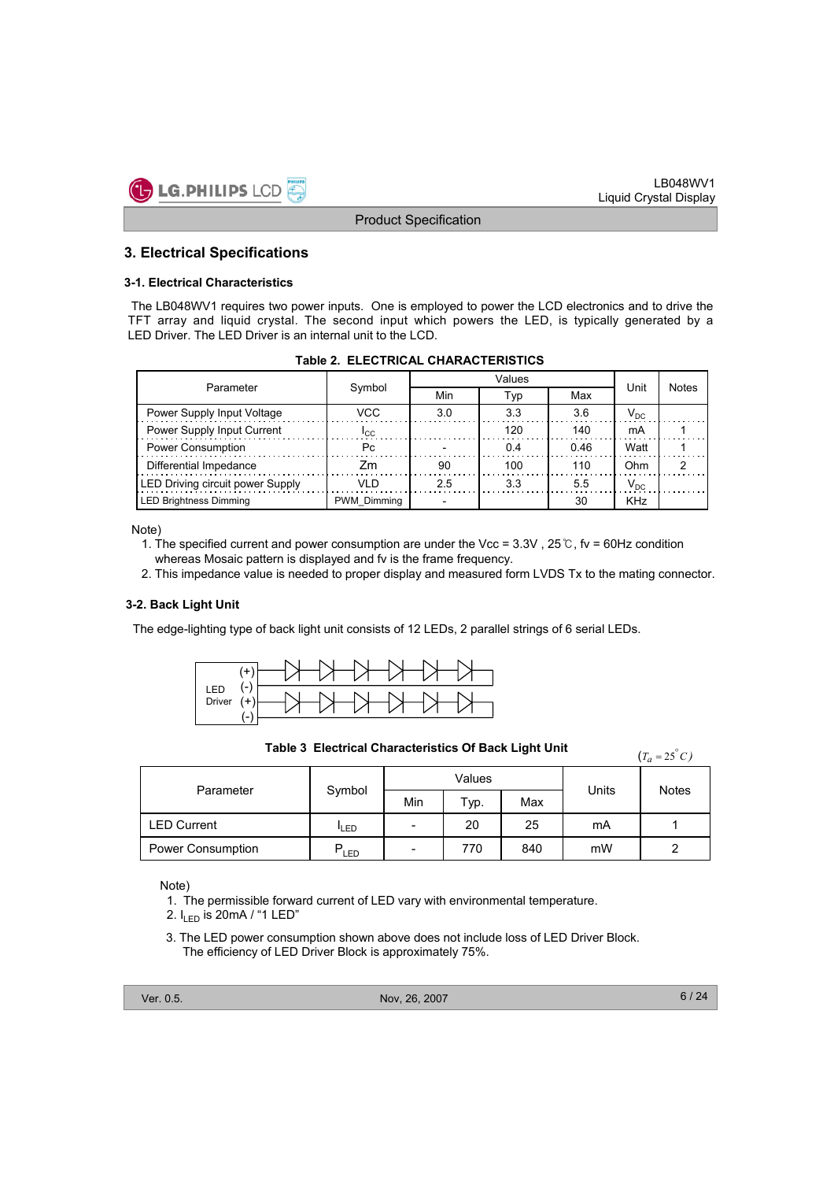# 3. Electrical Specifications

### 3-1. Electrical Characteristics

The LB048WV1 requires two power inputs. One is employed to power the LCD electronics and to drive the TFT array and liquid crystal. The second input which powers the LED, is typically generated by a LED Driver. The LED Driver is an internal unit to the LCD.

**Table 2. ELECTRICAL CHARACTERISTICS**

| Parameter | Symbol | Values | | | Unit | Notes |
|---|---|---|---|---|---|---|
| | | Min | Typ | Max | | |
| Power Supply Input Voltage | VCC | 3.0 | 3.3 | 3.6 | $V_{DC}$ | |
| Power Supply Input Current | $I_{CC}$ | | 120 | 140 | mA | 1 |
| Power Consumption | Pc | - | 0.4 | 0.46 | Watt | 1 |
| Differential Impedance | Zm | 90 | 100 | 110 | Ohm | 2 |
| LED Driving circuit power Supply | VLD | 2.5 | 3.3 | 5.5 | $V_{DC}$ | |
| LED Brightness Dimming | PWM_Dimming | - | | 30 | KHz | |

Note)

1. The specified current and power consumption are under the Vcc = 3.3V , 25℃, fv = 60Hz condition whereas Mosaic pattern is displayed and fv is the frame frequency.
2. This impedance value is needed to proper display and measured form LVDS Tx to the mating connector.

### 3-2. Back Light Unit

The edge-lighting type of back light unit consists of 12 LEDs, 2 parallel strings of 6 serial LEDs.

LED Driver (+) (-) (+) (-)

**Table 3 Electrical Characteristics Of Back Light Unit** $(T_a = 25^{\circ}C)$

| Parameter | Symbol | Values | | | Units | Notes |
|---|---|---|---|---|---|---|
| | | Min | Typ. | Max | | |
| LED Current | $I_{LED}$ | - | 20 | 25 | mA | 1 |
| Power Consumption | $P_{LED}$ | - | 770 | 840 | mW | 2 |

Note)

1. The permissible forward current of LED vary with environmental temperature.
2. $I_{LED}$ is 20mA / "1 LED"
3. The LED power consumption shown above does not include loss of LED Driver Block. The efficiency of LED Driver Block is approximately 75%.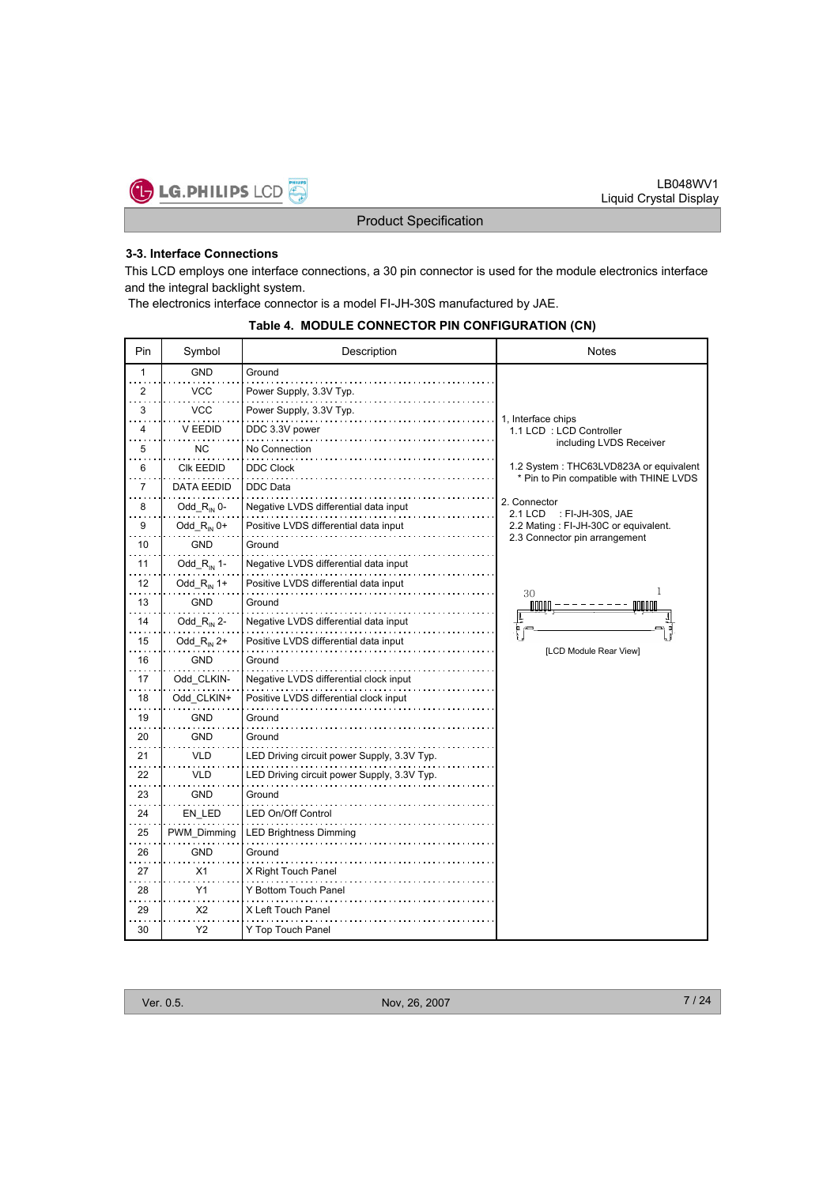### 3-3. Interface Connections

This LCD employs one interface connections, a 30 pin connector is used for the module electronics interface and the integral backlight system.

The electronics interface connector is a model FI-JH-30S manufactured by JAE.

**Table 4. MODULE CONNECTOR PIN CONFIGURATION (CN)**

| Pin | Symbol | Description | Notes |
|---|---|---|---|
| 1 | GND | Ground | 1, Interface chips<br>1.1 LCD : LCD Controller including LVDS Receiver<br>1.2 System : THC63LVD823A or equivalent<br>* Pin to Pin compatible with THINE LVDS<br><br>2. Connector<br>2.1 LCD : FI-JH-30S, JAE<br>2.2 Mating : FI-JH-30C or equivalent.<br>2.3 Connector pin arrangement<br><br>30 ... 1<br>[LCD Module Rear View] |
| 2 | VCC | Power Supply, 3.3V Typ. | |
| 3 | VCC | Power Supply, 3.3V Typ. | |
| 4 | V EEDID | DDC 3.3V power | |
| 5 | NC | No Connection | |
| 6 | Clk EEDID | DDC Clock | |
| 7 | DATA EEDID | DDC Data | |
| 8 | Odd_$R_{IN}$ 0- | Negative LVDS differential data input | |
| 9 | Odd_$R_{IN}$ 0+ | Positive LVDS differential data input | |
| 10 | GND | Ground | |
| 11 | Odd_$R_{IN}$ 1- | Negative LVDS differential data input | |
| 12 | Odd_$R_{IN}$ 1+ | Positive LVDS differential data input | |
| 13 | GND | Ground | |
| 14 | Odd_$R_{IN}$ 2- | Negative LVDS differential data input | |
| 15 | Odd_$R_{IN}$ 2+ | Positive LVDS differential data input | |
| 16 | GND | Ground | |
| 17 | Odd_CLKIN- | Negative LVDS differential clock input | |
| 18 | Odd_CLKIN+ | Positive LVDS differential clock input | |
| 19 | GND | Ground | |
| 20 | GND | Ground | |
| 21 | VLD | LED Driving circuit power Supply, 3.3V Typ. | |
| 22 | VLD | LED Driving circuit power Supply, 3.3V Typ. | |
| 23 | GND | Ground | |
| 24 | EN_LED | LED On/Off Control | |
| 25 | PWM_Dimming | LED Brightness Dimming | |
| 26 | GND | Ground | |
| 27 | X1 | X Right Touch Panel | |
| 28 | Y1 | Y Bottom Touch Panel | |
| 29 | X2 | X Left Touch Panel | |
| 30 | Y2 | Y Top Touch Panel | |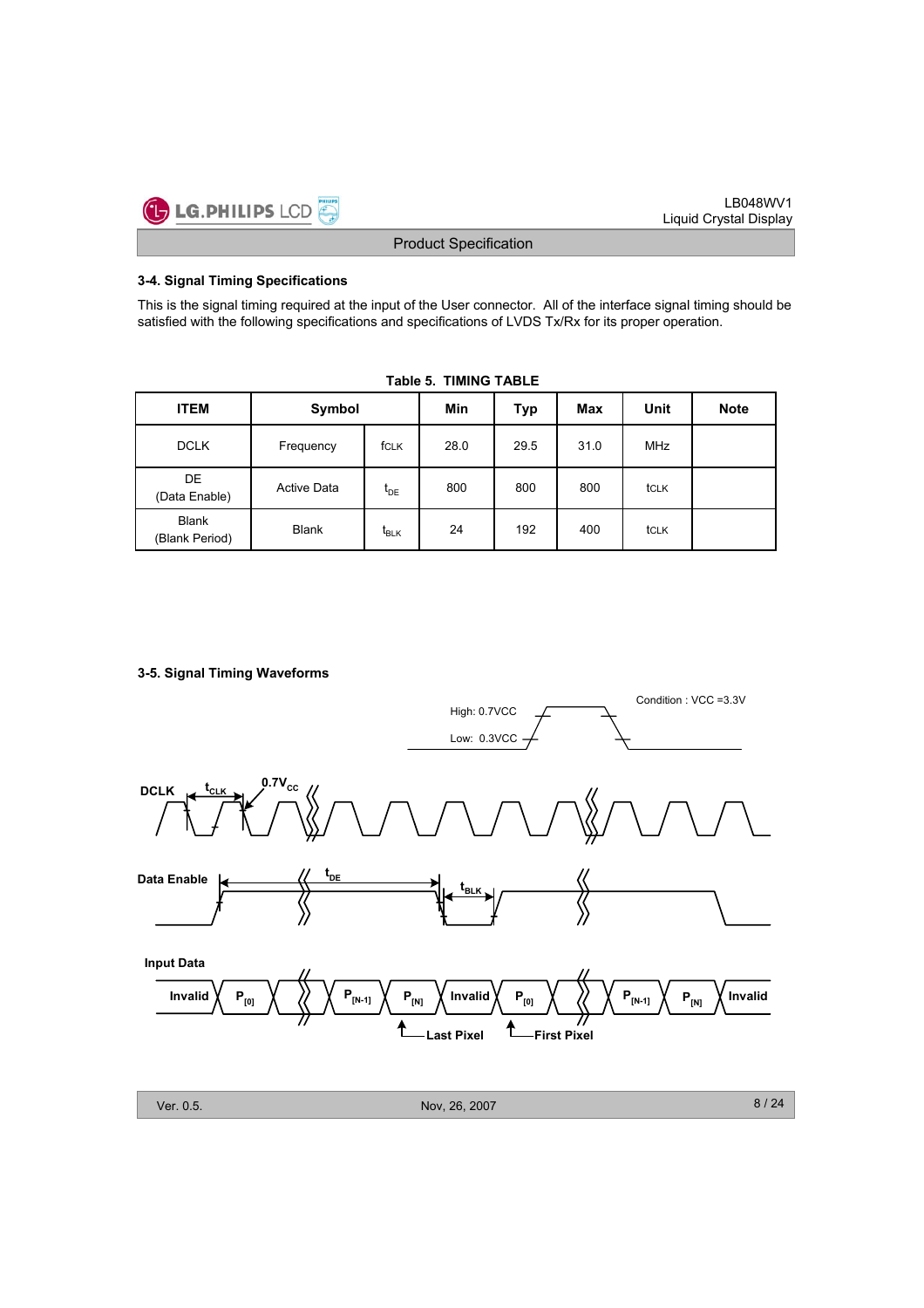## 3-4. Signal Timing Specifications

This is the signal timing required at the input of the User connector. All of the interface signal timing should be satisfied with the following specifications and specifications of LVDS Tx/Rx for its proper operation.

**Table 5. TIMING TABLE**

| ITEM | Symbol | | Min | Typ | Max | Unit | Note |
|---|---|---|---|---|---|---|---|
| DCLK | Frequency | fCLK | 28.0 | 29.5 | 31.0 | MHz | |
| DE (Data Enable) | Active Data | $t_{DE}$ | 800 | 800 | 800 | tCLK | |
| Blank (Blank Period) | Blank | $t_{BLK}$ | 24 | 192 | 400 | tCLK | |

## 3-5. Signal Timing Waveforms

Condition : VCC =3.3V

High: 0.7VCC

Low: 0.3VCC

DCLK $t_{CLK}$ $0.7V_{CC}$

Data Enable $t_{DE}$ $t_{BLK}$

Input Data

Invalid $P_{[0]}$ $P_{[N-1]}$ $P_{[N]}$ Invalid $P_{[0]}$ $P_{[N-1]}$ $P_{[N]}$ Invalid

Last Pixel First Pixel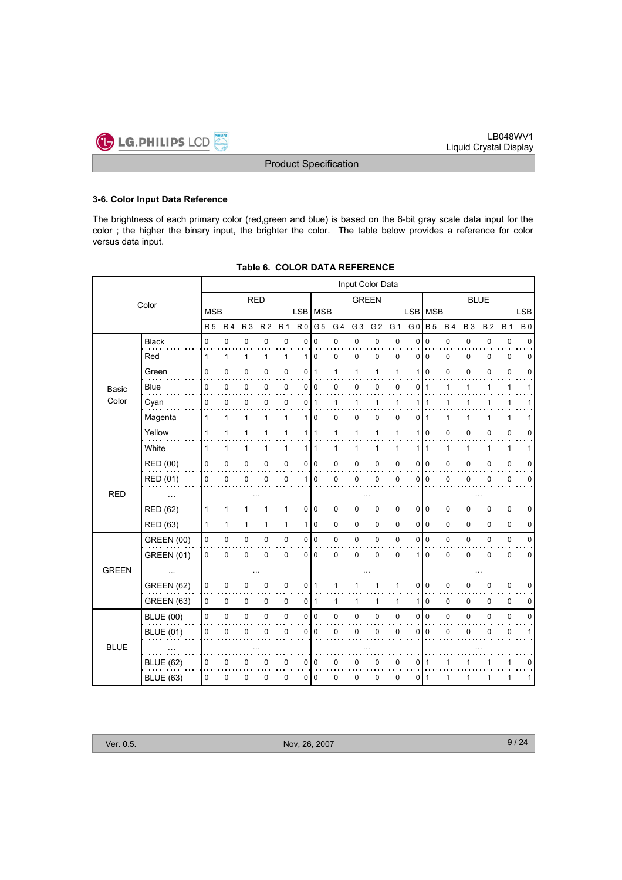### 3-6. Color Input Data Reference

The brightness of each primary color (red,green and blue) is based on the 6-bit gray scale data input for the color ; the higher the binary input, the brighter the color. The table below provides a reference for color versus data input.

**Table 6. COLOR DATA REFERENCE**

| Color | | Input Color Data | | | | | | | | | | | | | | | | | |
|---|---|---|---|---|---|---|---|---|---|---|---|---|---|---|---|---|---|---|---|
| | | RED | | | | | | GREEN | | | | | | BLUE | | | | | |
| | | MSB | | | | | LSB | MSB | | | | | LSB | MSB | | | | | LSB |
| | | R 5 | R 4 | R 3 | R 2 | R 1 | R 0 | G 5 | G 4 | G 3 | G 2 | G 1 | G 0 | B 5 | B 4 | B 3 | B 2 | B 1 | B 0 |
| Basic Color | Black | 0 | 0 | 0 | 0 | 0 | 0 | 0 | 0 | 0 | 0 | 0 | 0 | 0 | 0 | 0 | 0 | 0 | 0 |
| | Red | 1 | 1 | 1 | 1 | 1 | 1 | 0 | 0 | 0 | 0 | 0 | 0 | 0 | 0 | 0 | 0 | 0 | 0 |
| | Green | 0 | 0 | 0 | 0 | 0 | 0 | 1 | 1 | 1 | 1 | 1 | 1 | 0 | 0 | 0 | 0 | 0 | 0 |
| | Blue | 0 | 0 | 0 | 0 | 0 | 0 | 0 | 0 | 0 | 0 | 0 | 0 | 1 | 1 | 1 | 1 | 1 | 1 |
| | Cyan | 0 | 0 | 0 | 0 | 0 | 0 | 1 | 1 | 1 | 1 | 1 | 1 | 1 | 1 | 1 | 1 | 1 | 1 |
| | Magenta | 1 | 1 | 1 | 1 | 1 | 1 | 0 | 0 | 0 | 0 | 0 | 0 | 1 | 1 | 1 | 1 | 1 | 1 |
| | Yellow | 1 | 1 | 1 | 1 | 1 | 1 | 1 | 1 | 1 | 1 | 1 | 1 | 0 | 0 | 0 | 0 | 0 | 0 |
| | White | 1 | 1 | 1 | 1 | 1 | 1 | 1 | 1 | 1 | 1 | 1 | 1 | 1 | 1 | 1 | 1 | 1 | 1 |
| RED | RED (00) | 0 | 0 | 0 | 0 | 0 | 0 | 0 | 0 | 0 | 0 | 0 | 0 | 0 | 0 | 0 | 0 | 0 | 0 |
| | RED (01) | 0 | 0 | 0 | 0 | 0 | 1 | 0 | 0 | 0 | 0 | 0 | 0 | 0 | 0 | 0 | 0 | 0 | 0 |
| | ... | ... | | | | | | ... | | | | | | ... | | | | | |
| | RED (62) | 1 | 1 | 1 | 1 | 1 | 0 | 0 | 0 | 0 | 0 | 0 | 0 | 0 | 0 | 0 | 0 | 0 | 0 |
| | RED (63) | 1 | 1 | 1 | 1 | 1 | 1 | 0 | 0 | 0 | 0 | 0 | 0 | 0 | 0 | 0 | 0 | 0 | 0 |
| GREEN | GREEN (00) | 0 | 0 | 0 | 0 | 0 | 0 | 0 | 0 | 0 | 0 | 0 | 0 | 0 | 0 | 0 | 0 | 0 | 0 |
| | GREEN (01) | 0 | 0 | 0 | 0 | 0 | 0 | 0 | 0 | 0 | 0 | 0 | 1 | 0 | 0 | 0 | 0 | 0 | 0 |
| | ... | ... | | | | | | ... | | | | | | ... | | | | | |
| | GREEN (62) | 0 | 0 | 0 | 0 | 0 | 0 | 1 | 1 | 1 | 1 | 1 | 0 | 0 | 0 | 0 | 0 | 0 | 0 |
| | GREEN (63) | 0 | 0 | 0 | 0 | 0 | 0 | 1 | 1 | 1 | 1 | 1 | 1 | 0 | 0 | 0 | 0 | 0 | 0 |
| BLUE | BLUE (00) | 0 | 0 | 0 | 0 | 0 | 0 | 0 | 0 | 0 | 0 | 0 | 0 | 0 | 0 | 0 | 0 | 0 | 0 |
| | BLUE (01) | 0 | 0 | 0 | 0 | 0 | 0 | 0 | 0 | 0 | 0 | 0 | 0 | 0 | 0 | 0 | 0 | 0 | 1 |
| | ... | ... | | | | | | ... | | | | | | ... | | | | | |
| | BLUE (62) | 0 | 0 | 0 | 0 | 0 | 0 | 0 | 0 | 0 | 0 | 0 | 0 | 1 | 1 | 1 | 1 | 1 | 0 |
| | BLUE (63) | 0 | 0 | 0 | 0 | 0 | 0 | 0 | 0 | 0 | 0 | 0 | 0 | 1 | 1 | 1 | 1 | 1 | 1 |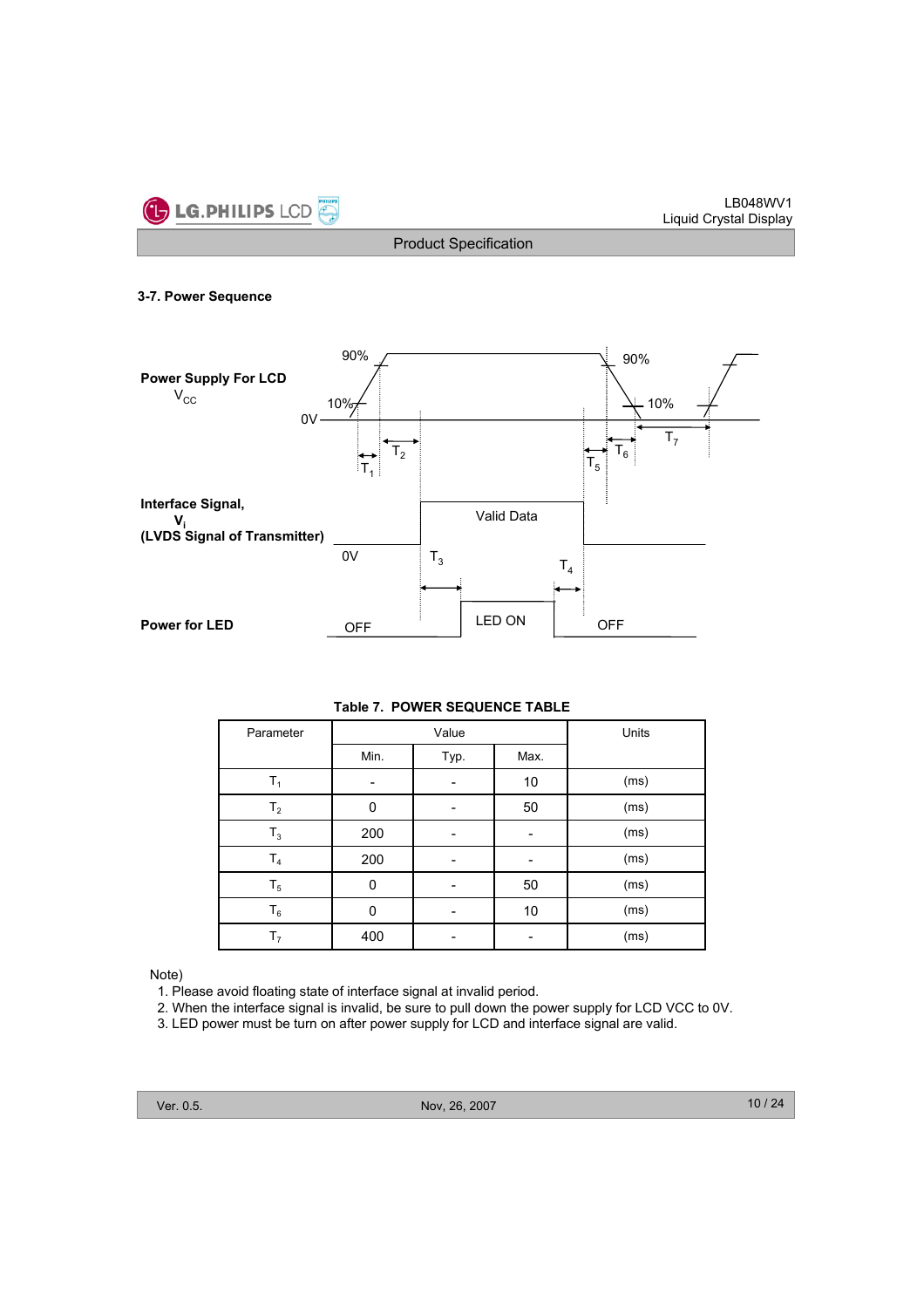### 3-7. Power Sequence

**Power Supply For LCD**
$V_{CC}$

90% 90%
10% 10%
0V

$T_1$ $T_2$ $T_5$ $T_6$ $T_7$

**Interface Signal,**
**$V_i$**
**(LVDS Signal of Transmitter)**

Valid Data
0V
$T_3$ $T_4$

**Power for LED**

OFF LED ON OFF

**Table 7. POWER SEQUENCE TABLE**

| Parameter | Value | | | Units |
|---|---|---|---|---|
| | Min. | Typ. | Max. | |
| $T_1$ | - | - | 10 | (ms) |
| $T_2$ | 0 | - | 50 | (ms) |
| $T_3$ | 200 | - | - | (ms) |
| $T_4$ | 200 | - | - | (ms) |
| $T_5$ | 0 | - | 50 | (ms) |
| $T_6$ | 0 | - | 10 | (ms) |
| $T_7$ | 400 | - | - | (ms) |

Note)
1. Please avoid floating state of interface signal at invalid period.
2. When the interface signal is invalid, be sure to pull down the power supply for LCD VCC to 0V.
3. LED power must be turn on after power supply for LCD and interface signal are valid.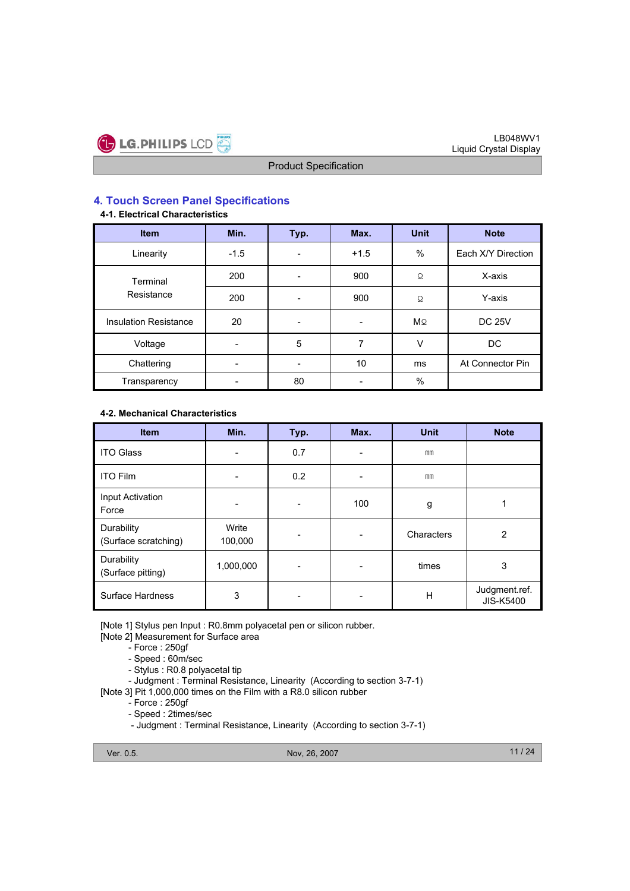## 4. Touch Screen Panel Specifications

### 4-1. Electrical Characteristics

| Item | Min. | Typ. | Max. | Unit | Note |
|---|---|---|---|---|---|
| Linearity | -1.5 | - | +1.5 | % | Each X/Y Direction |
| Terminal Resistance | 200 | - | 900 | Ω | X-axis |
| | 200 | - | 900 | Ω | Y-axis |
| Insulation Resistance | 20 | - | - | MΩ | DC 25V |
| Voltage | - | 5 | 7 | V | DC |
| Chattering | - | - | 10 | ms | At Connector Pin |
| Transparency | - | 80 | - | % | |

### 4-2. Mechanical Characteristics

| Item | Min. | Typ. | Max. | Unit | Note |
|---|---|---|---|---|---|
| ITO Glass | - | 0.7 | - | ㎜ | |
| ITO Film | - | 0.2 | - | ㎜ | |
| Input Activation Force | - | - | 100 | g | 1 |
| Durability (Surface scratching) | Write 100,000 | - | - | Characters | 2 |
| Durability (Surface pitting) | 1,000,000 | - | - | times | 3 |
| Surface Hardness | 3 | - | - | H | Judgment.ref. JIS-K5400 |

[Note 1] Stylus pen Input : R0.8mm polyacetal pen or silicon rubber.

[Note 2] Measurement for Surface area

- Force : 250gf
- Speed : 60m/sec
- Stylus : R0.8 polyacetal tip
- Judgment : Terminal Resistance, Linearity (According to section 3-7-1)

[Note 3] Pit 1,000,000 times on the Film with a R8.0 silicon rubber

- Force : 250gf
- Speed : 2times/sec
- Judgment : Terminal Resistance, Linearity (According to section 3-7-1)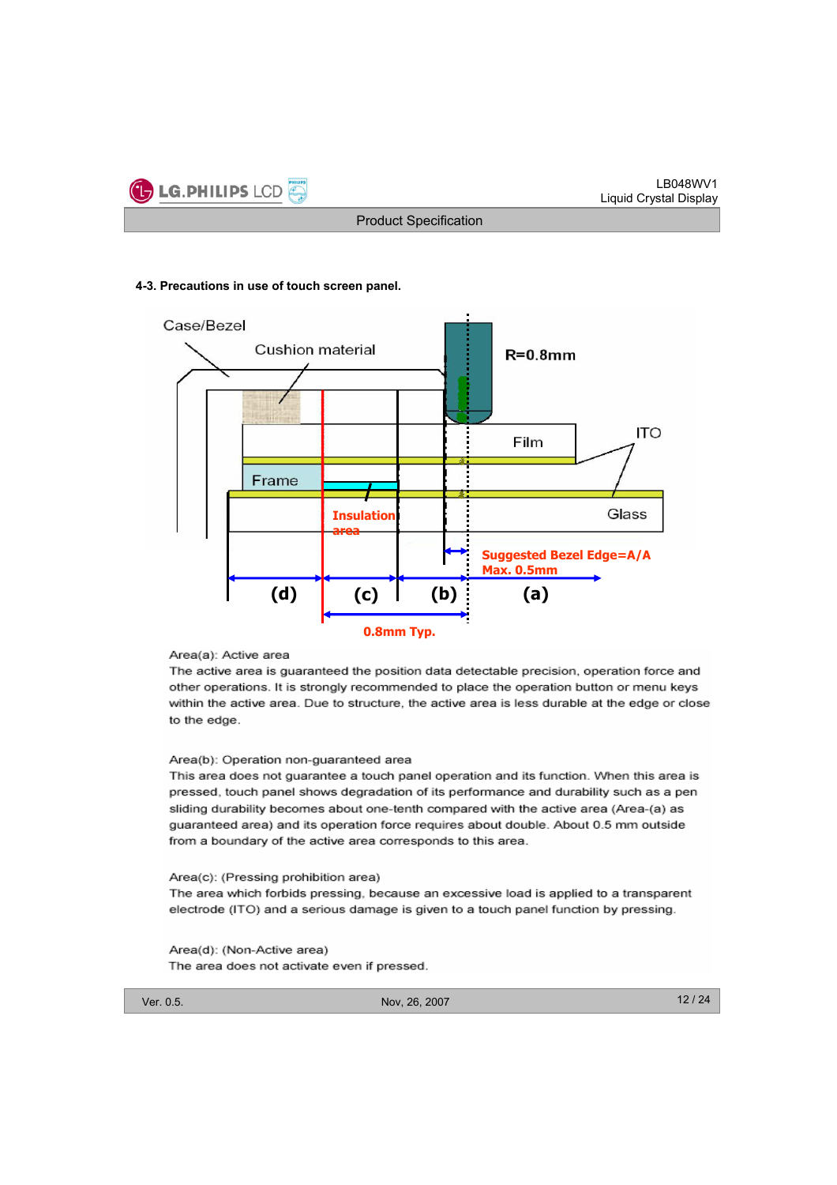#### 4-3. Precautions in use of touch screen panel.

Case/Bezel

Cushion material

R=0.8mm

Film

ITO

Frame

Glass

Insulation area

Suggested Bezel Edge=A/A Max. 0.5mm

(d) (c) (b) (a)

0.8mm Typ.

Area(a): Active area
The active area is guaranteed the position data detectable precision, operation force and other operations. It is strongly recommended to place the operation button or menu keys within the active area. Due to structure, the active area is less durable at the edge or close to the edge.

Area(b): Operation non-guaranteed area
This area does not guarantee a touch panel operation and its function. When this area is pressed, touch panel shows degradation of its performance and durability such as a pen sliding durability becomes about one-tenth compared with the active area (Area-(a) as guaranteed area) and its operation force requires about double. About 0.5 mm outside from a boundary of the active area corresponds to this area.

Area(c): (Pressing prohibition area)
The area which forbids pressing, because an excessive load is applied to a transparent electrode (ITO) and a serious damage is given to a touch panel function by pressing.

Area(d): (Non-Active area)
The area does not activate even if pressed.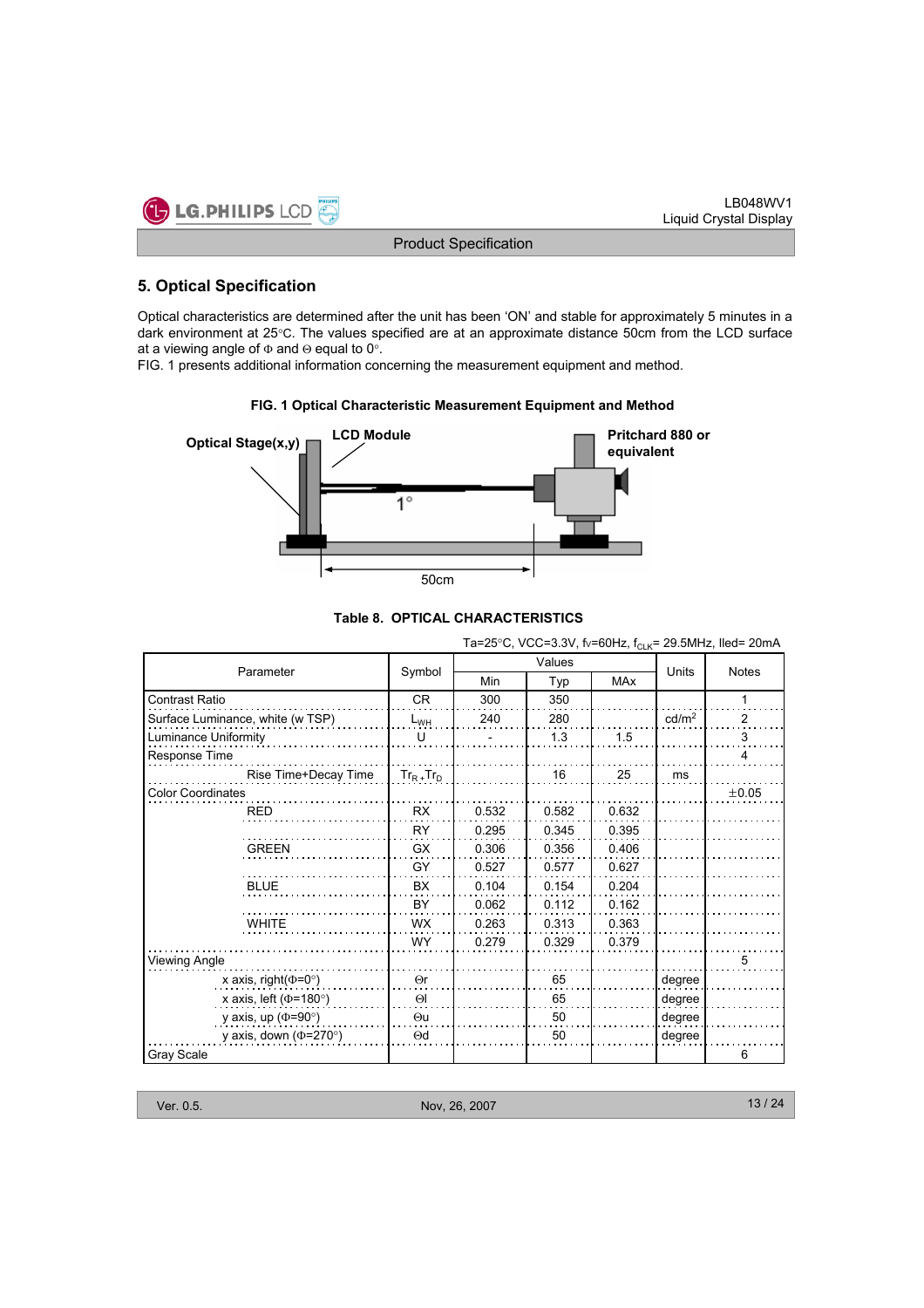## 5. Optical Specification

Optical characteristics are determined after the unit has been 'ON' and stable for approximately 5 minutes in a dark environment at 25°C. The values specified are at an approximate distance 50cm from the LCD surface at a viewing angle of Φ and Θ equal to 0°.
FIG. 1 presents additional information concerning the measurement equipment and method.

**FIG. 1 Optical Characteristic Measurement Equipment and Method**

Optical Stage(x,y) | LCD Module | Pritchard 880 or equivalent | 1° | 50cm

**Table 8. OPTICAL CHARACTERISTICS**

Ta=25°C, VCC=3.3V, fv=60Hz, $f_{CLK}$= 29.5MHz, Iled= 20mA

| Parameter | Symbol | Values | | | Units | Notes |
|---|---|---|---|---|---|---|
| | | Min | Typ | MAx | | |
| Contrast Ratio | CR | 300 | 350 | | | 1 |
| Surface Luminance, white (w TSP) | $L_{WH}$ | 240 | 280 | | cd/m$^2$ | 2 |
| Luminance Uniformity | U | - | 1.3 | 1.5 | | 3 |
| Response Time | | | | | | 4 |
| Rise Time+Decay Time | $Tr_R+Tr_D$ | | 16 | 25 | ms | |
| Color Coordinates | | | | | | ±0.05 |
| RED | RX | 0.532 | 0.582 | 0.632 | | |
| | RY | 0.295 | 0.345 | 0.395 | | |
| GREEN | GX | 0.306 | 0.356 | 0.406 | | |
| | GY | 0.527 | 0.577 | 0.627 | | |
| BLUE | BX | 0.104 | 0.154 | 0.204 | | |
| | BY | 0.062 | 0.112 | 0.162 | | |
| WHITE | WX | 0.263 | 0.313 | 0.363 | | |
| | WY | 0.279 | 0.329 | 0.379 | | |
| Viewing Angle | | | | | | 5 |
| x axis, right(Φ=0°) | Θr | | 65 | | degree | |
| x axis, left (Φ=180°) | Θl | | 65 | | degree | |
| y axis, up (Φ=90°) | Θu | | 50 | | degree | |
| y axis, down (Φ=270°) | Θd | | 50 | | degree | |
| Gray Scale | | | | | | 6 |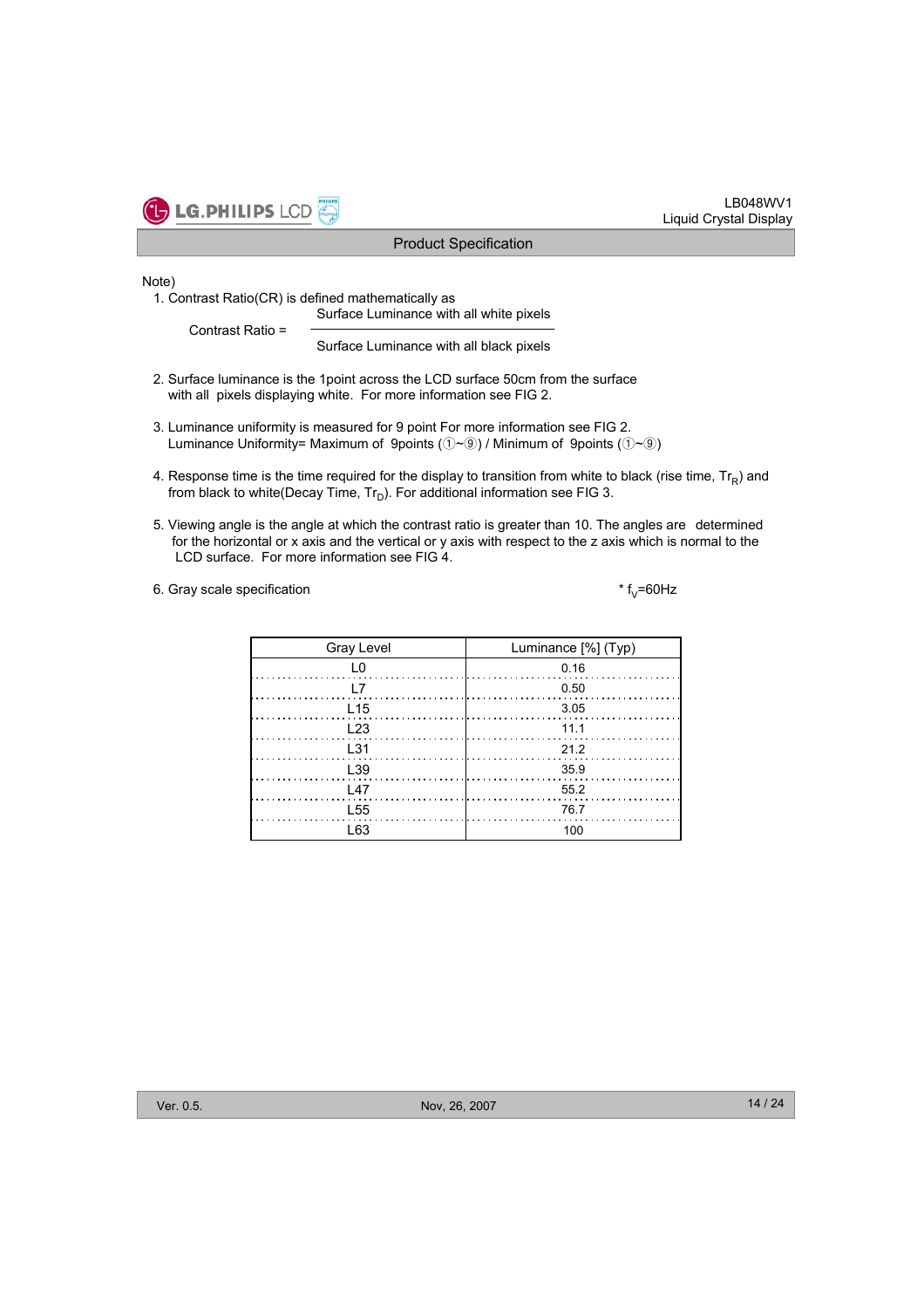Note)

1. Contrast Ratio(CR) is defined mathematically as

$$\text{Contrast Ratio} = \frac{\text{Surface Luminance with all white pixels}}{\text{Surface Luminance with all black pixels}}$$

2. Surface luminance is the 1point across the LCD surface 50cm from the surface with all pixels displaying white. For more information see FIG 2.

3. Luminance uniformity is measured for 9 point For more information see FIG 2.
   Luminance Uniformity= Maximum of 9points (①~⑨) / Minimum of 9points (①~⑨)

4. Response time is the time required for the display to transition from white to black (rise time, $Tr_R$) and from black to white(Decay Time, $Tr_D$). For additional information see FIG 3.

5. Viewing angle is the angle at which the contrast ratio is greater than 10. The angles are determined for the horizontal or x axis and the vertical or y axis with respect to the z axis which is normal to the LCD surface. For more information see FIG 4.

6. Gray scale specification

\* $f_V$=60Hz

| Gray Level | Luminance [%] (Typ) |
|---|---|
| L0 | 0.16 |
| L7 | 0.50 |
| L15 | 3.05 |
| L23 | 11.1 |
| L31 | 21.2 |
| L39 | 35.9 |
| L47 | 55.2 |
| L55 | 76.7 |
| L63 | 100 |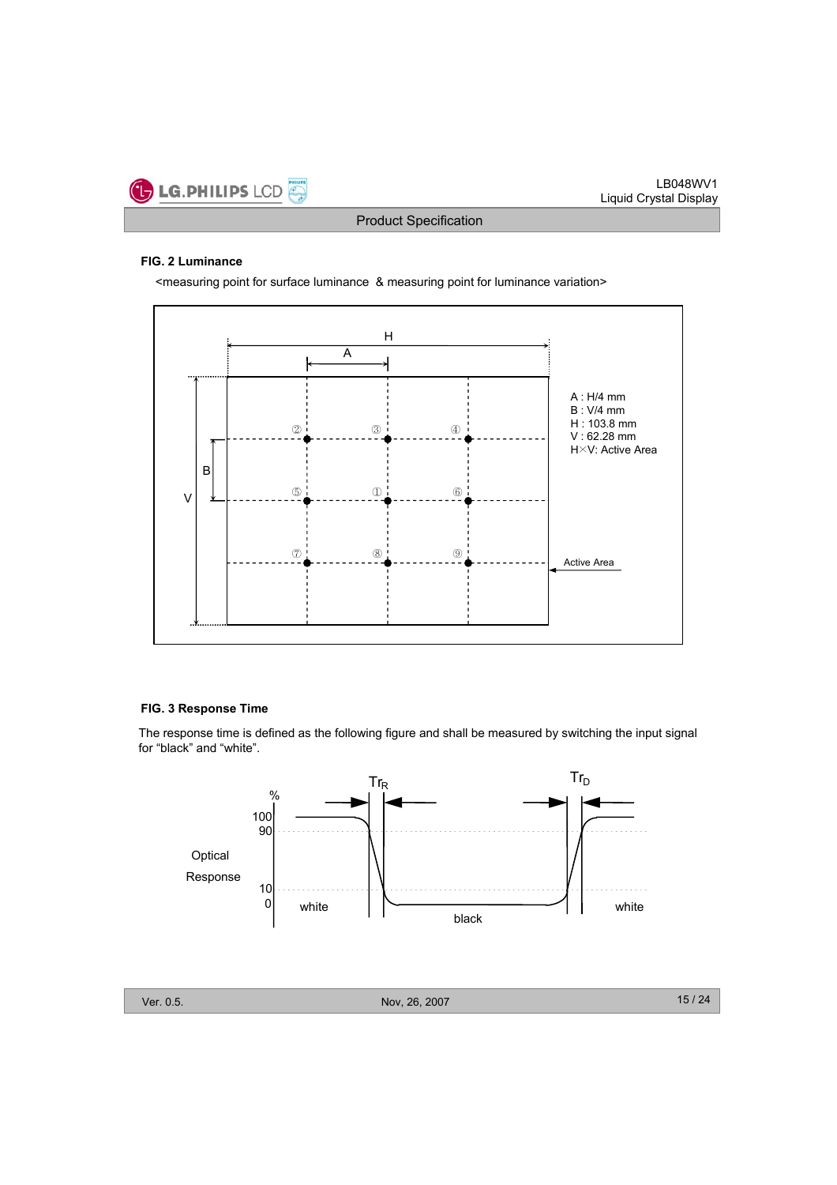**FIG. 2 Luminance**

<measuring point for surface luminance & measuring point for luminance variation>

A : H/4 mm
B : V/4 mm
H : 103.8 mm
V : 62.28 mm
H×V: Active Area

**FIG. 3 Response Time**

The response time is defined as the following figure and shall be measured by switching the input signal for "black" and "white".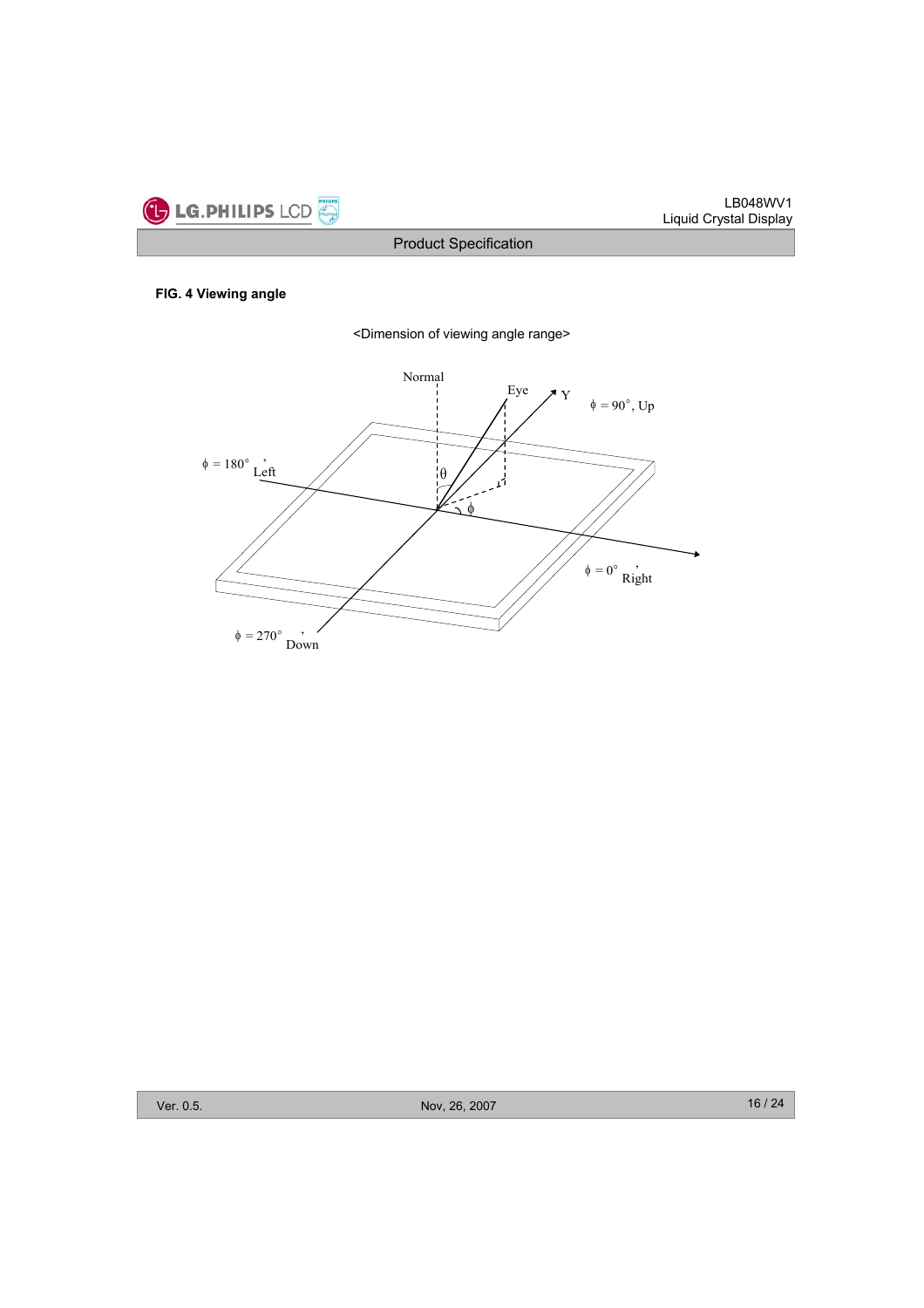**FIG. 4 Viewing angle**

<Dimension of viewing angle range>

Normal

Eye

Y

$\phi$ = 90°, Up

$\phi$ = 180°, Left

$\theta$

$\phi$

$\phi$ = 0°, Right

$\phi$ = 270°, Down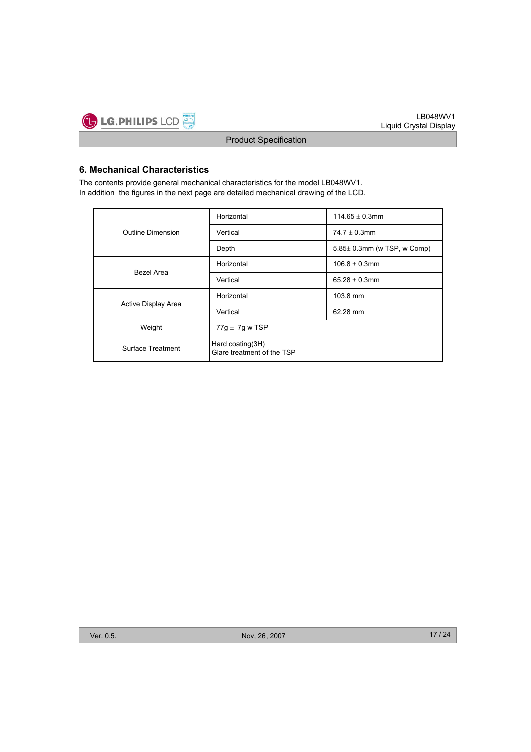## 6. Mechanical Characteristics

The contents provide general mechanical characteristics for the model LB048WV1.
In addition the figures in the next page are detailed mechanical drawing of the LCD.

| | | |
|---|---|---|
| Outline Dimension | Horizontal | 114.65 ± 0.3mm |
| | Vertical | 74.7 ± 0.3mm |
| | Depth | 5.85± 0.3mm (w TSP, w Comp) |
| Bezel Area | Horizontal | 106.8 ± 0.3mm |
| | Vertical | 65.28 ± 0.3mm |
| Active Display Area | Horizontal | 103.8 mm |
| | Vertical | 62.28 mm |
| Weight | 77g ± 7g w TSP | |
| Surface Treatment | Hard coating(3H)<br>Glare treatment of the TSP | |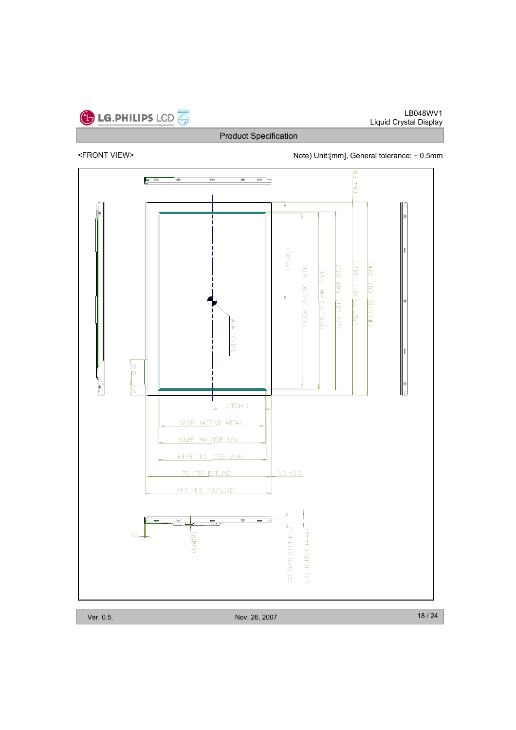<FRONT VIEW>

Note) Unit:[mm], General tolerance: ± 0.5mm

0.3 ±0.3

(58.55)

103.8 (ACTIVE AREA)

104.8 Min (TSP A/A)

105.8 ±0.5 (TSP V/A)

114.05 (TSP OUTLINE)

114.65 ±0.3 (OUTLINE)

A/A CENTER

15.2

6.2

(35.04)

62.28 (ACTIVE AREA)

63.28 Min (TSP A/A)

64.28 ±0.5 (TSP V/A)

73 (TSP OUTLINE)

0.3 ±0.3

74.7 ±0.3 (OUTLINE)

(1)

1.8(MAX)

2.9±0.3(THICKNESS)

4.05±0.3(WITH TSP)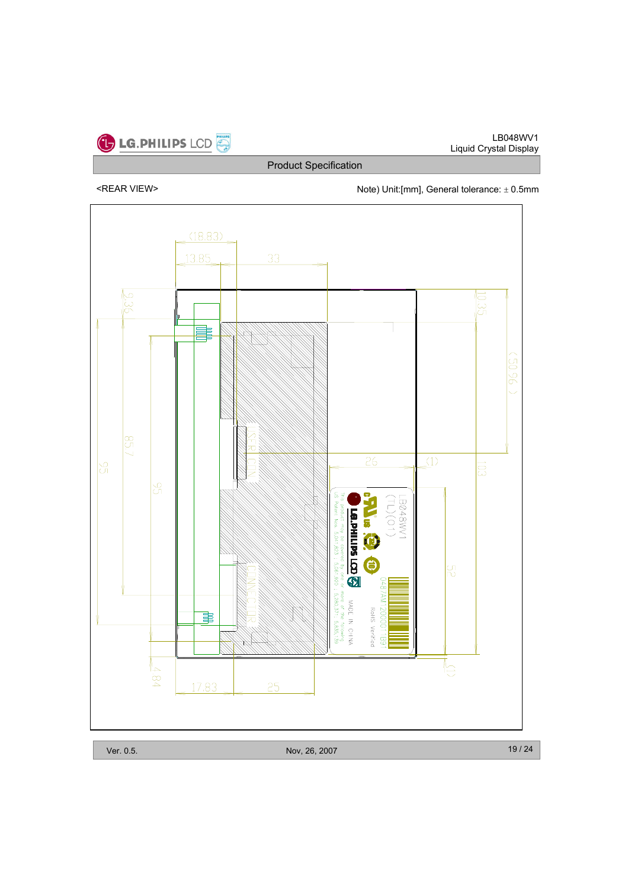## Product Specification

<REAR VIEW>

Note) Unit:[mm], General tolerance: ± 0.5mm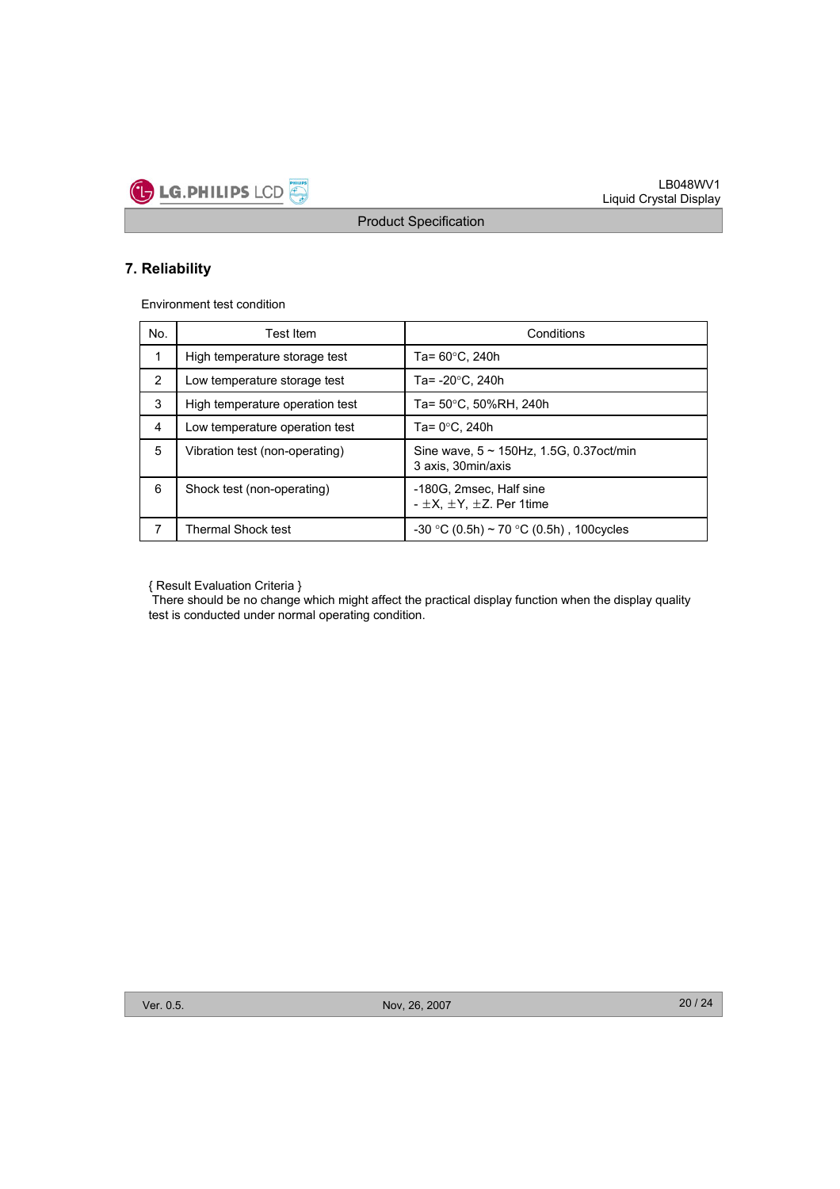## 7. Reliability

Environment test condition

| No. | Test Item | Conditions |
|---|---|---|
| 1 | High temperature storage test | Ta= 60°C, 240h |
| 2 | Low temperature storage test | Ta= -20°C, 240h |
| 3 | High temperature operation test | Ta= 50°C, 50%RH, 240h |
| 4 | Low temperature operation test | Ta= 0°C, 240h |
| 5 | Vibration test (non-operating) | Sine wave, 5 ~ 150Hz, 1.5G, 0.37oct/min<br>3 axis, 30min/axis |
| 6 | Shock test (non-operating) | -180G, 2msec, Half sine<br>- ±X, ±Y, ±Z. Per 1time |
| 7 | Thermal Shock test | -30 °C (0.5h) ~ 70 °C (0.5h) , 100cycles |

{ Result Evaluation Criteria }
There should be no change which might affect the practical display function when the display quality test is conducted under normal operating condition.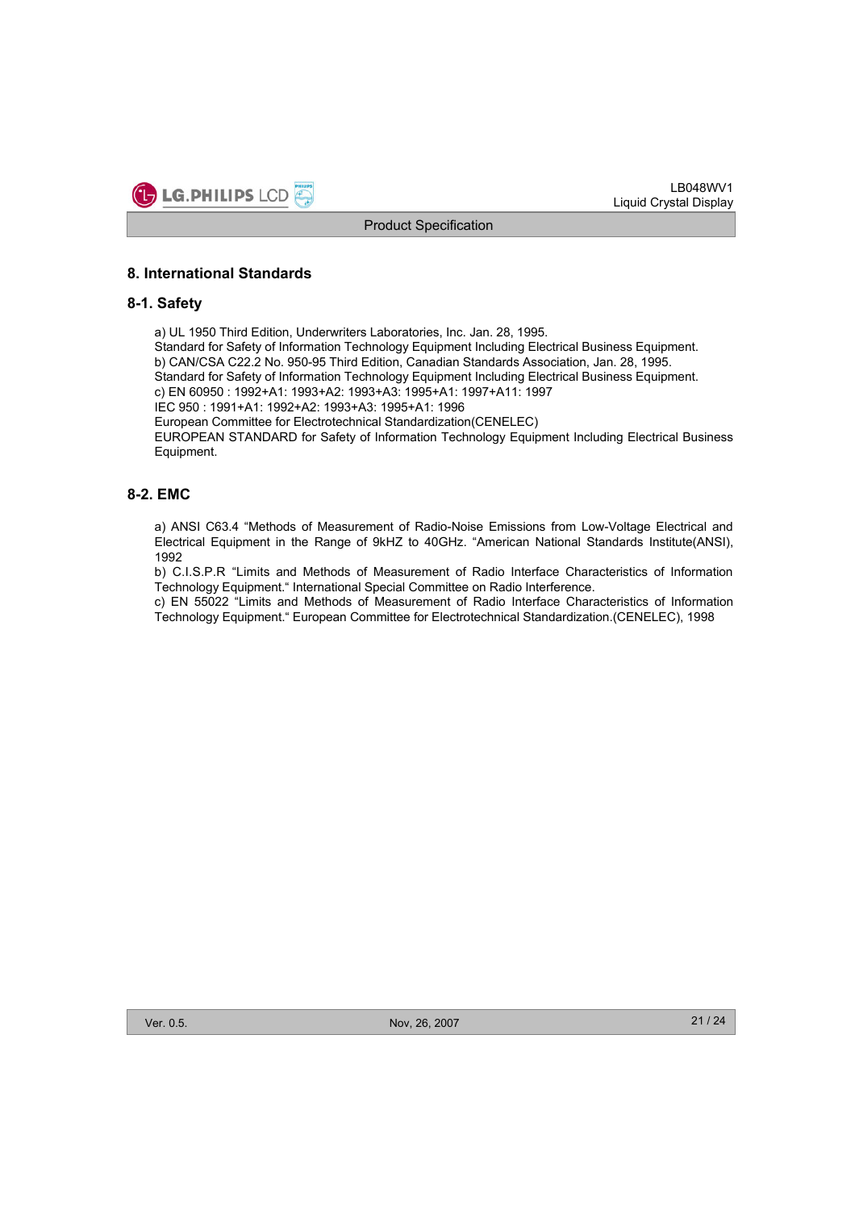## 8. International Standards

### 8-1. Safety

a) UL 1950 Third Edition, Underwriters Laboratories, Inc. Jan. 28, 1995.
Standard for Safety of Information Technology Equipment Including Electrical Business Equipment.
b) CAN/CSA C22.2 No. 950-95 Third Edition, Canadian Standards Association, Jan. 28, 1995.
Standard for Safety of Information Technology Equipment Including Electrical Business Equipment.
c) EN 60950 : 1992+A1: 1993+A2: 1993+A3: 1995+A1: 1997+A11: 1997
IEC 950 : 1991+A1: 1992+A2: 1993+A3: 1995+A1: 1996
European Committee for Electrotechnical Standardization(CENELEC)
EUROPEAN STANDARD for Safety of Information Technology Equipment Including Electrical Business Equipment.

### 8-2. EMC

a) ANSI C63.4 "Methods of Measurement of Radio-Noise Emissions from Low-Voltage Electrical and Electrical Equipment in the Range of 9kHZ to 40GHz. "American National Standards Institute(ANSI), 1992
b) C.I.S.P.R "Limits and Methods of Measurement of Radio Interface Characteristics of Information Technology Equipment." International Special Committee on Radio Interference.
c) EN 55022 "Limits and Methods of Measurement of Radio Interface Characteristics of Information Technology Equipment." European Committee for Electrotechnical Standardization.(CENELEC), 1998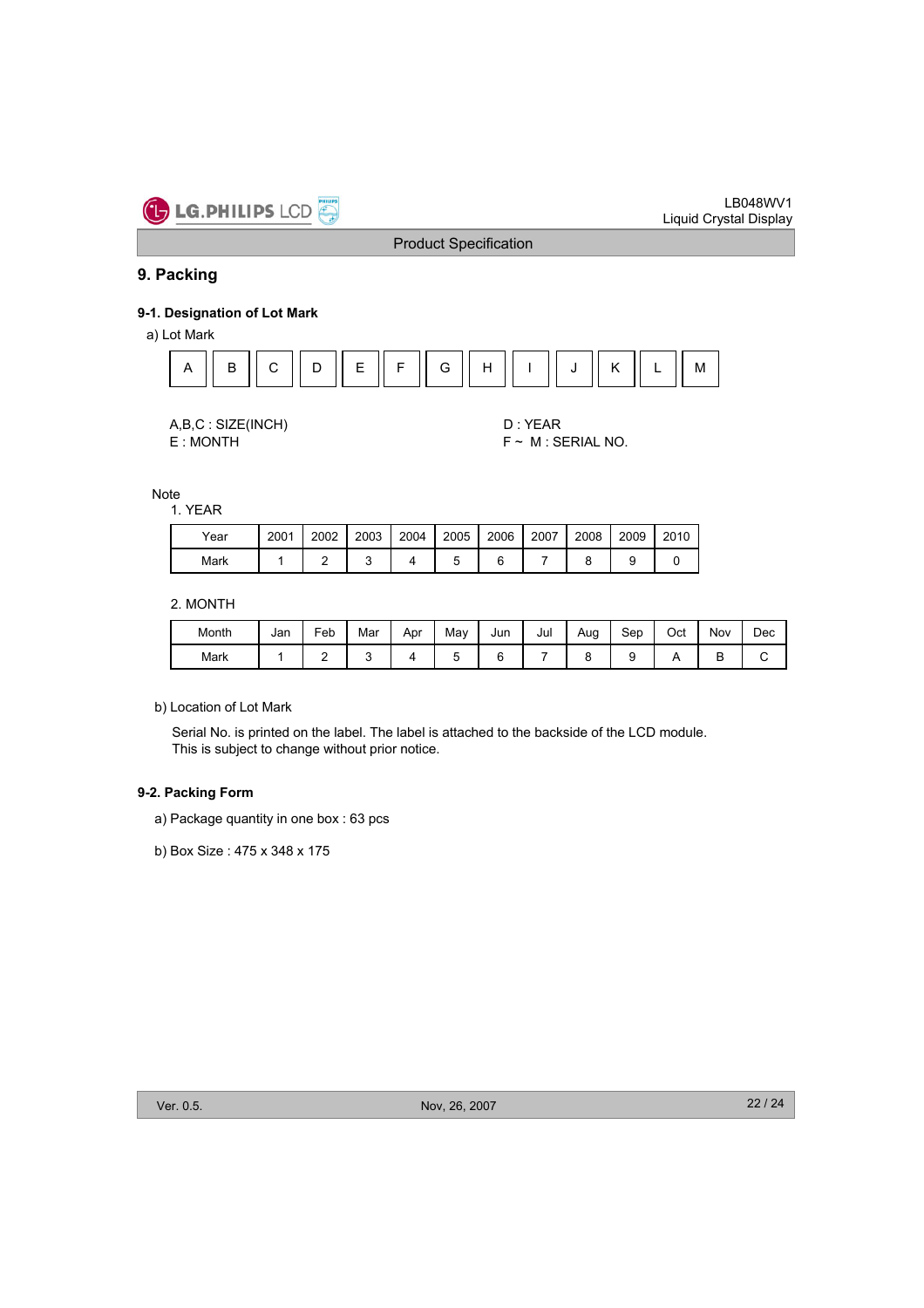## 9. Packing

### 9-1. Designation of Lot Mark

a) Lot Mark

| A | B | C | D | E | F | G | H | I | J | K | L | M |
|---|---|---|---|---|---|---|---|---|---|---|---|---|

A,B,C : SIZE(INCH)

D : YEAR

E : MONTH

F ~ M : SERIAL NO.

Note

1. YEAR

| Year | 2001 | 2002 | 2003 | 2004 | 2005 | 2006 | 2007 | 2008 | 2009 | 2010 |
|---|---|---|---|---|---|---|---|---|---|---|
| Mark | 1 | 2 | 3 | 4 | 5 | 6 | 7 | 8 | 9 | 0 |

2. MONTH

| Month | Jan | Feb | Mar | Apr | May | Jun | Jul | Aug | Sep | Oct | Nov | Dec |
|---|---|---|---|---|---|---|---|---|---|---|---|---|
| Mark | 1 | 2 | 3 | 4 | 5 | 6 | 7 | 8 | 9 | A | B | C |

b) Location of Lot Mark

Serial No. is printed on the label. The label is attached to the backside of the LCD module.
This is subject to change without prior notice.

### 9-2. Packing Form

a) Package quantity in one box : 63 pcs

b) Box Size : 475 x 348 x 175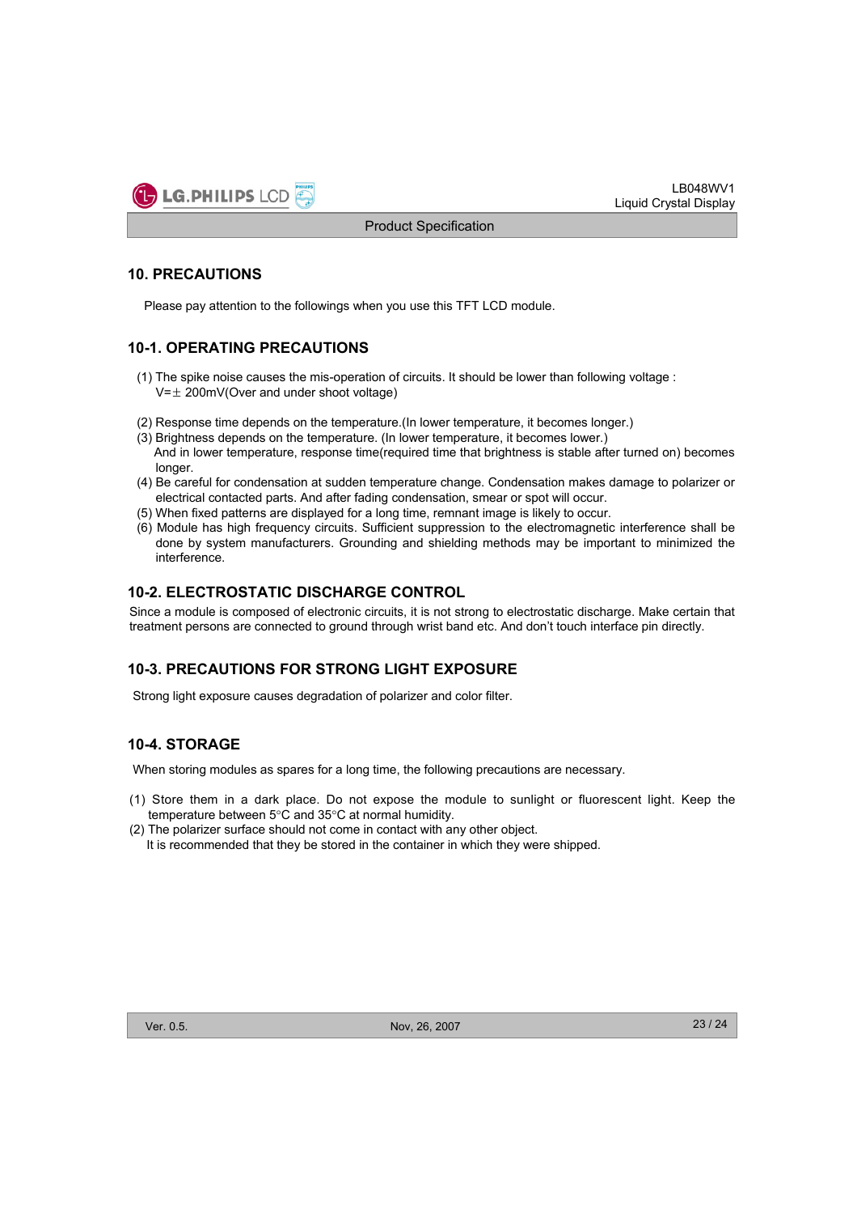## 10. PRECAUTIONS

Please pay attention to the followings when you use this TFT LCD module.

### 10-1. OPERATING PRECAUTIONS

(1) The spike noise causes the mis-operation of circuits. It should be lower than following voltage :
V=± 200mV(Over and under shoot voltage)

(2) Response time depends on the temperature.(In lower temperature, it becomes longer.)
(3) Brightness depends on the temperature. (In lower temperature, it becomes lower.)
And in lower temperature, response time(required time that brightness is stable after turned on) becomes longer.
(4) Be careful for condensation at sudden temperature change. Condensation makes damage to polarizer or electrical contacted parts. And after fading condensation, smear or spot will occur.
(5) When fixed patterns are displayed for a long time, remnant image is likely to occur.
(6) Module has high frequency circuits. Sufficient suppression to the electromagnetic interference shall be done by system manufacturers. Grounding and shielding methods may be important to minimized the interference.

### 10-2. ELECTROSTATIC DISCHARGE CONTROL

Since a module is composed of electronic circuits, it is not strong to electrostatic discharge. Make certain that treatment persons are connected to ground through wrist band etc. And don't touch interface pin directly.

### 10-3. PRECAUTIONS FOR STRONG LIGHT EXPOSURE

Strong light exposure causes degradation of polarizer and color filter.

### 10-4. STORAGE

When storing modules as spares for a long time, the following precautions are necessary.

(1) Store them in a dark place. Do not expose the module to sunlight or fluorescent light. Keep the temperature between 5°C and 35°C at normal humidity.
(2) The polarizer surface should not come in contact with any other object.
It is recommended that they be stored in the container in which they were shipped.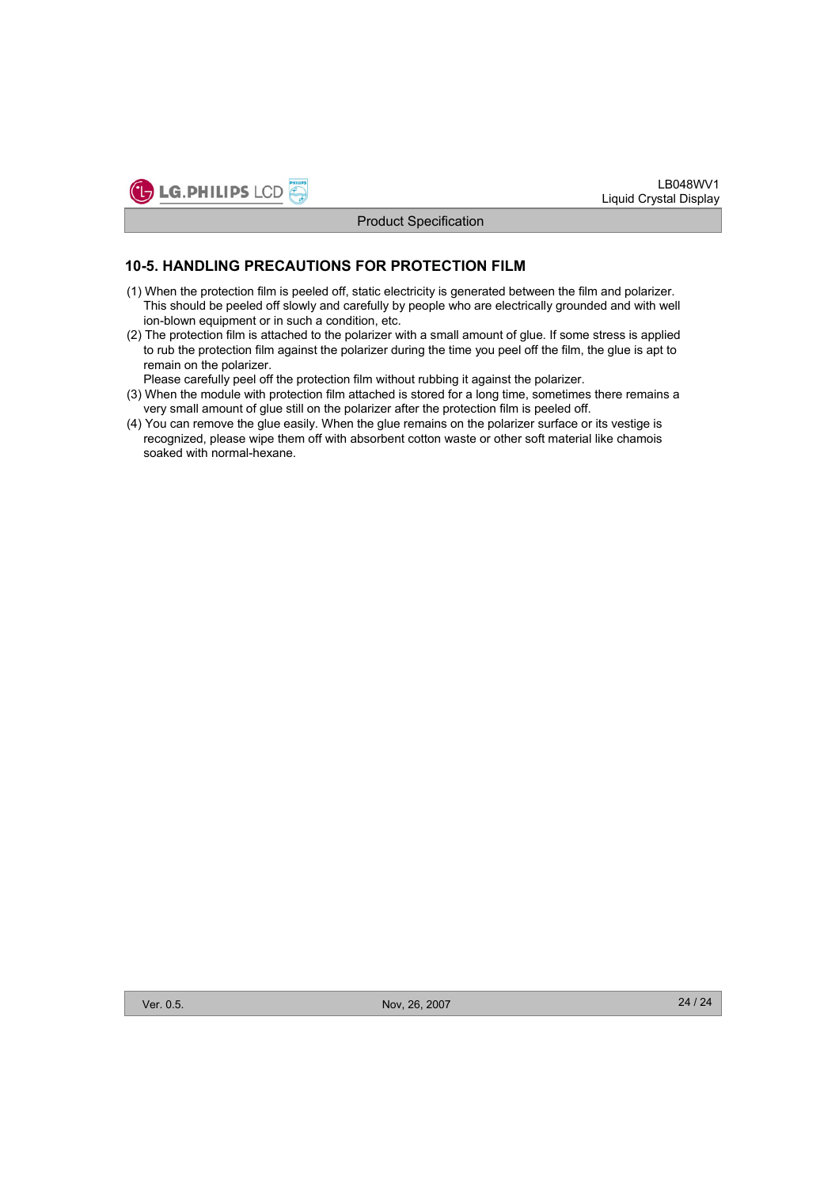## 10-5. HANDLING PRECAUTIONS FOR PROTECTION FILM

(1) When the protection film is peeled off, static electricity is generated between the film and polarizer. This should be peeled off slowly and carefully by people who are electrically grounded and with well ion-blown equipment or in such a condition, etc.

(2) The protection film is attached to the polarizer with a small amount of glue. If some stress is applied to rub the protection film against the polarizer during the time you peel off the film, the glue is apt to remain on the polarizer.
Please carefully peel off the protection film without rubbing it against the polarizer.

(3) When the module with protection film attached is stored for a long time, sometimes there remains a very small amount of glue still on the polarizer after the protection film is peeled off.

(4) You can remove the glue easily. When the glue remains on the polarizer surface or its vestige is recognized, please wipe them off with absorbent cotton waste or other soft material like chamois soaked with normal-hexane.